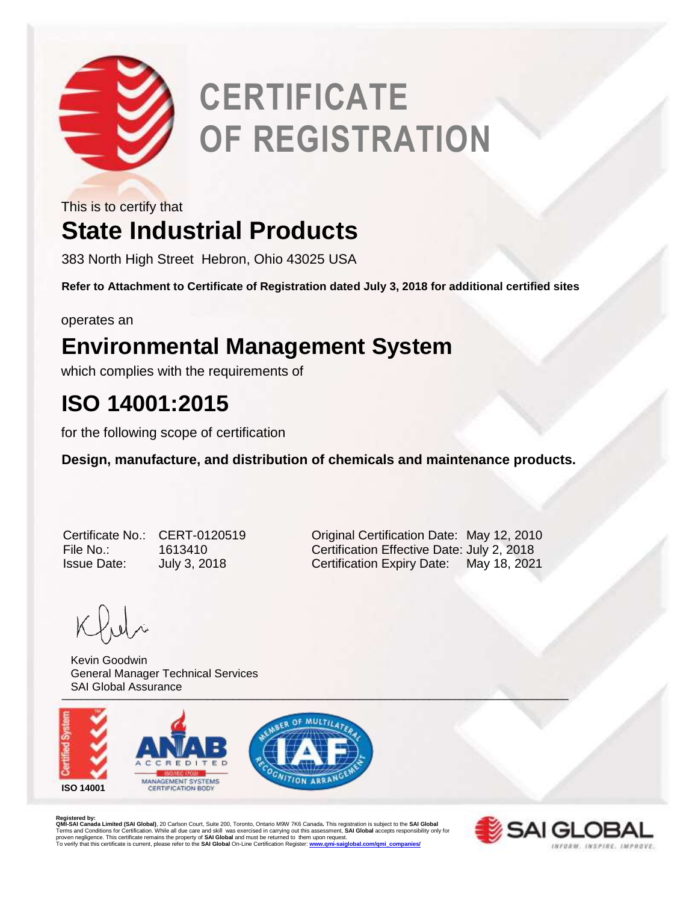# CERTIFICATE OF REGISTRATION

This is to certify that

## State Industrial Products

383 North High Street Hebron, Ohio 43025 USA

**Refer to Attachment to Certificate of Registration dated July 3, 2018 for additional certified sites**

operates an

## Environmental Management System

which complies with the requirements of

## ISO 14001:2015

for the following scope of certification

**Design, manufacture, and distribution of chemicals and maintenance products.**

| | | | |
|---|---|---|---|
| Certificate No.: | CERT-0120519 | Original Certification Date: | May 12, 2010 |
| File No.: | 1613410 | Certification Effective Date: | July 2, 2018 |
| Issue Date: | July 3, 2018 | Certification Expiry Date: | May 18, 2021 |

Kevin Goodwin
General Manager Technical Services
SAI Global Assurance

ISO 14001

**Registered by:**
**QMI-SAI Canada Limited (SAI Global)**, 20 Carlson Court, Suite 200, Toronto, Ontario M9W 7K6 Canada. This registration is subject to the **SAI Global** Terms and Conditions for Certification. While all due care and skill was exercised in carrying out this assessment, **SAI Global** accepts responsibility only for proven negligence. This certificate remains the property of **SAI Global** and must be returned to them upon request.
To verify that this certificate is current, please refer to the **SAI Global** On-Line Certification Register: **www.qmi-saiglobal.com/qmi_companies/**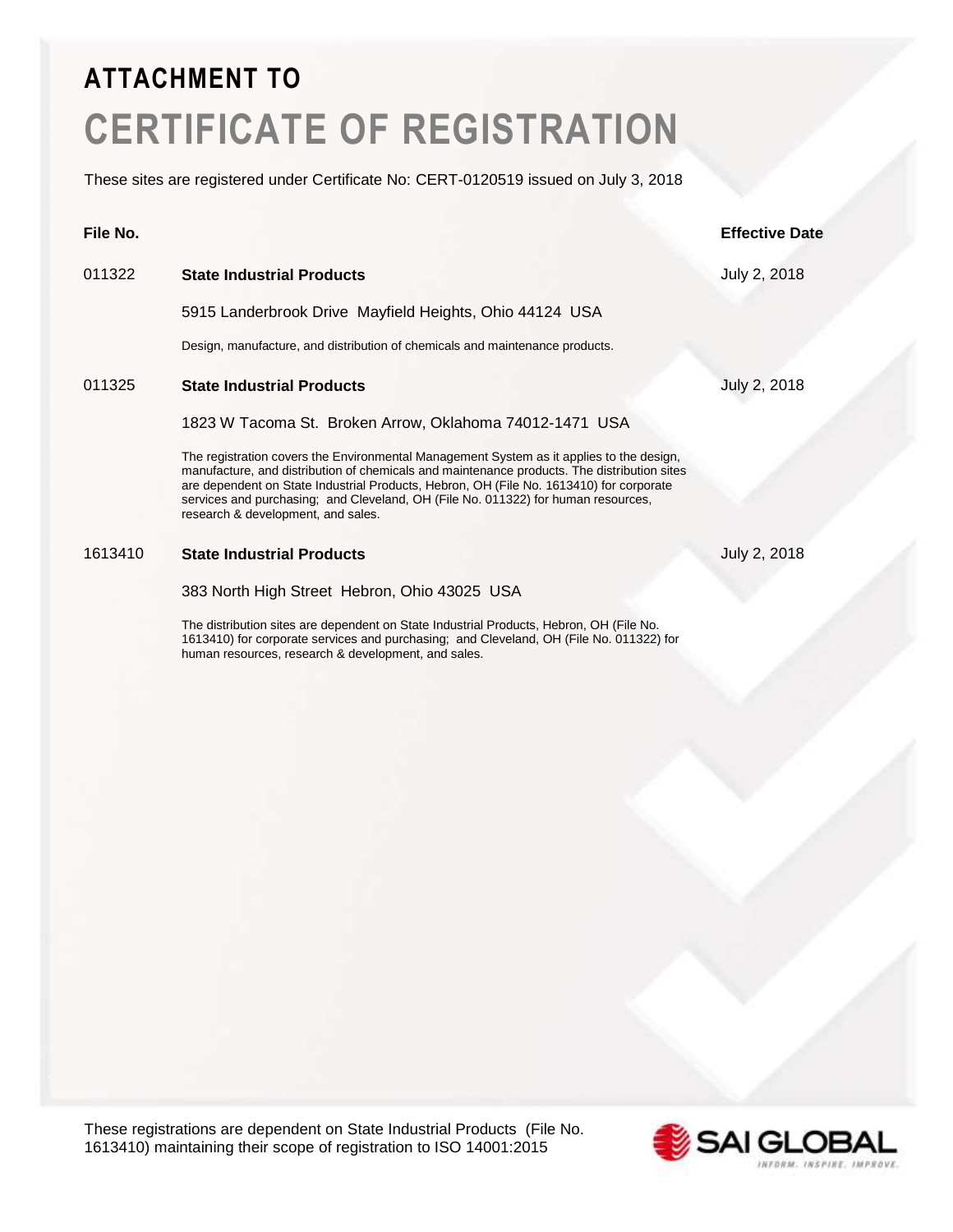# ATTACHMENT TO
# CERTIFICATE OF REGISTRATION

These sites are registered under Certificate No: CERT-0120519 issued on July 3, 2018

| File No. | | Effective Date |
|---|---|---|
| 011322 | **State Industrial Products**<br>5915 Landerbrook Drive Mayfield Heights, Ohio 44124 USA<br>Design, manufacture, and distribution of chemicals and maintenance products. | July 2, 2018 |
| 011325 | **State Industrial Products**<br>1823 W Tacoma St. Broken Arrow, Oklahoma 74012-1471 USA<br>The registration covers the Environmental Management System as it applies to the design, manufacture, and distribution of chemicals and maintenance products. The distribution sites are dependent on State Industrial Products, Hebron, OH (File No. 1613410) for corporate services and purchasing; and Cleveland, OH (File No. 011322) for human resources, research & development, and sales. | July 2, 2018 |
| 1613410 | **State Industrial Products**<br>383 North High Street Hebron, Ohio 43025 USA<br>The distribution sites are dependent on State Industrial Products, Hebron, OH (File No. 1613410) for corporate services and purchasing; and Cleveland, OH (File No. 011322) for human resources, research & development, and sales. | July 2, 2018 |

These registrations are dependent on State Industrial Products (File No. 1613410) maintaining their scope of registration to ISO 14001:2015

SAI GLOBAL
INFORM. INSPIRE. IMPROVE.